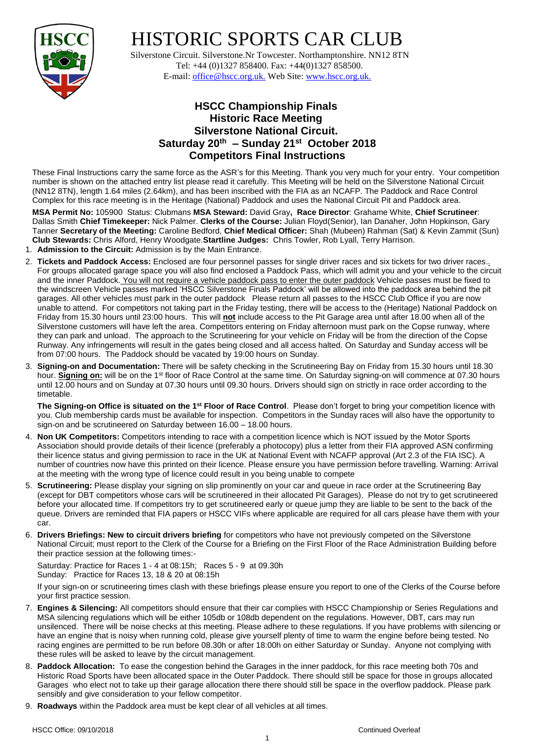# HISTORIC SPORTS CAR CLUB

Silverstone Circuit. Silverstone.Nr Towcester. Northamptonshire. NN12 8TN
Tel: +44 (0)1327 858400. Fax: +44(0)1327 858500.
E-mail: office@hscc.org.uk. Web Site: www.hscc.org.uk.

## HSCC Championship Finals
## Historic Race Meeting
## Silverstone National Circuit.
## Saturday 20th – Sunday 21st October 2018
## Competitors Final Instructions

These Final Instructions carry the same force as the ASR's for this Meeting. Thank you very much for your entry. Your competition number is shown on the attached entry list please read it carefully. This Meeting will be held on the Silverstone National Circuit (NN12 8TN), length 1.64 miles (2.64km), and has been inscribed with the FIA as an NCAFP. The Paddock and Race Control Complex for this race meeting is in the Heritage (National) Paddock and uses the National Circuit Pit and Paddock area.

**MSA Permit No:** 105900 Status: Clubmans **MSA Steward:** David Gray**, Race Director**: Grahame White, **Chief Scrutineer**: Dallas Smith **Chief Timekeeper:** Nick Palmer. **Clerks of the Course:** Julian Floyd(Senior), Ian Danaher, John Hopkinson, Gary Tanner **Secretary of the Meeting:** Caroline Bedford, **Chief Medical Officer:** Shah (Mubeen) Rahman (Sat) & Kevin Zammit (Sun) **Club Stewards:** Chris Alford, Henry Woodgate.**Startline Judges:** Chris Towler, Rob Lyall, Terry Harrison.

1. **Admission to the Circuit:** Admission is by the Main Entrance.
2. **Tickets and Paddock Access:** Enclosed are four personnel passes for single driver races and six tickets for two driver races.. For groups allocated garage space you will also find enclosed a Paddock Pass, which will admit you and your vehicle to the circuit and the inner Paddock. You will not require a vehicle paddock pass to enter the outer paddock Vehicle passes must be fixed to the windscreen Vehicle passes marked 'HSCC Silverstone Finals Paddock' will be allowed into the paddock area behind the pit garages. All other vehicles must park in the outer paddock Please return all passes to the HSCC Club Office if you are now unable to attend. For competitors not taking part in the Friday testing, there will be access to the (Heritage) National Paddock on Friday from 15.30 hours until 23:00 hours. This will **not** include access to the Pit Garage area until after 18.00 when all of the Silverstone customers will have left the area. Competitors entering on Friday afternoon must park on the Copse runway, where they can park and unload. The approach to the Scrutineering for your vehicle on Friday will be from the direction of the Copse Runway. Any infringements will result in the gates being closed and all access halted. On Saturday and Sunday access will be from 07:00 hours. The Paddock should be vacated by 19:00 hours on Sunday.
3. **Signing-on and Documentation:** There will be safety checking in the Scrutineering Bay on Friday from 15.30 hours until 18.30 hour. **Signing on:** will be on the 1st floor of Race Control at the same time. On Saturday signing-on will commence at 07.30 hours until 12.00 hours and on Sunday at 07.30 hours until 09.30 hours. Drivers should sign on strictly in race order according to the timetable.

   **The Signing-on Office is situated on the 1st Floor of Race Control**. Please don't forget to bring your competition licence with you. Club membership cards must be available for inspection. Competitors in the Sunday races will also have the opportunity to sign-on and be scrutineered on Saturday between 16.00 – 18.00 hours.
4. **Non UK Competitors:** Competitors intending to race with a competition licence which is NOT issued by the Motor Sports Association should provide details of their licence (preferably a photocopy) plus a letter from their FIA approved ASN confirming their licence status and giving permission to race in the UK at National Event with NCAFP approval (Art 2.3 of the FIA ISC). A number of countries now have this printed on their licence. Please ensure you have permission before travelling. Warning: Arrival at the meeting with the wrong type of licence could result in you being unable to compete
5. **Scrutineering:** Please display your signing on slip prominently on your car and queue in race order at the Scrutineering Bay (except for DBT competitors whose cars will be scrutineered in their allocated Pit Garages). Please do not try to get scrutineered before your allocated time. If competitors try to get scrutineered early or queue jump they are liable to be sent to the back of the queue. Drivers are reminded that FIA papers or HSCC VIFs where applicable are required for all cars please have them with your car.
6. **Drivers Briefings: New to circuit drivers briefing** for competitors who have not previously competed on the Silverstone National Circuit; must report to the Clerk of the Course for a Briefing on the First Floor of the Race Administration Building before their practice session at the following times:-

   Saturday: Practice for Races 1 - 4 at 08:15h; Races 5 - 9 at 09.30h
   Sunday: Practice for Races 13, 18 & 20 at 08:15h

   If your sign-on or scrutineering times clash with these briefings please ensure you report to one of the Clerks of the Course before your first practice session.
7. **Engines & Silencing:** All competitors should ensure that their car complies with HSCC Championship or Series Regulations and MSA silencing regulations which will be either 105db or 108db dependent on the regulations. However, DBT, cars may run unsilenced. There will be noise checks at this meeting. Please adhere to these regulations. If you have problems with silencing or have an engine that is noisy when running cold, please give yourself plenty of time to warm the engine before being tested. No racing engines are permitted to be run before 08.30h or after 18:00h on either Saturday or Sunday. Anyone not complying with these rules will be asked to leave by the circuit management.
8. **Paddock Allocation:** To ease the congestion behind the Garages in the inner paddock, for this race meeting both 70s and Historic Road Sports have been allocated space in the Outer Paddock. There should still be space for those in groups allocated Garages who elect not to take up their garage allocation there there should still be space in the overflow paddock. Please park sensibly and give consideration to your fellow competitor.
9. **Roadways** within the Paddock area must be kept clear of all vehicles at all times.

HSCC Office: 09/10/2018 Continued Overleaf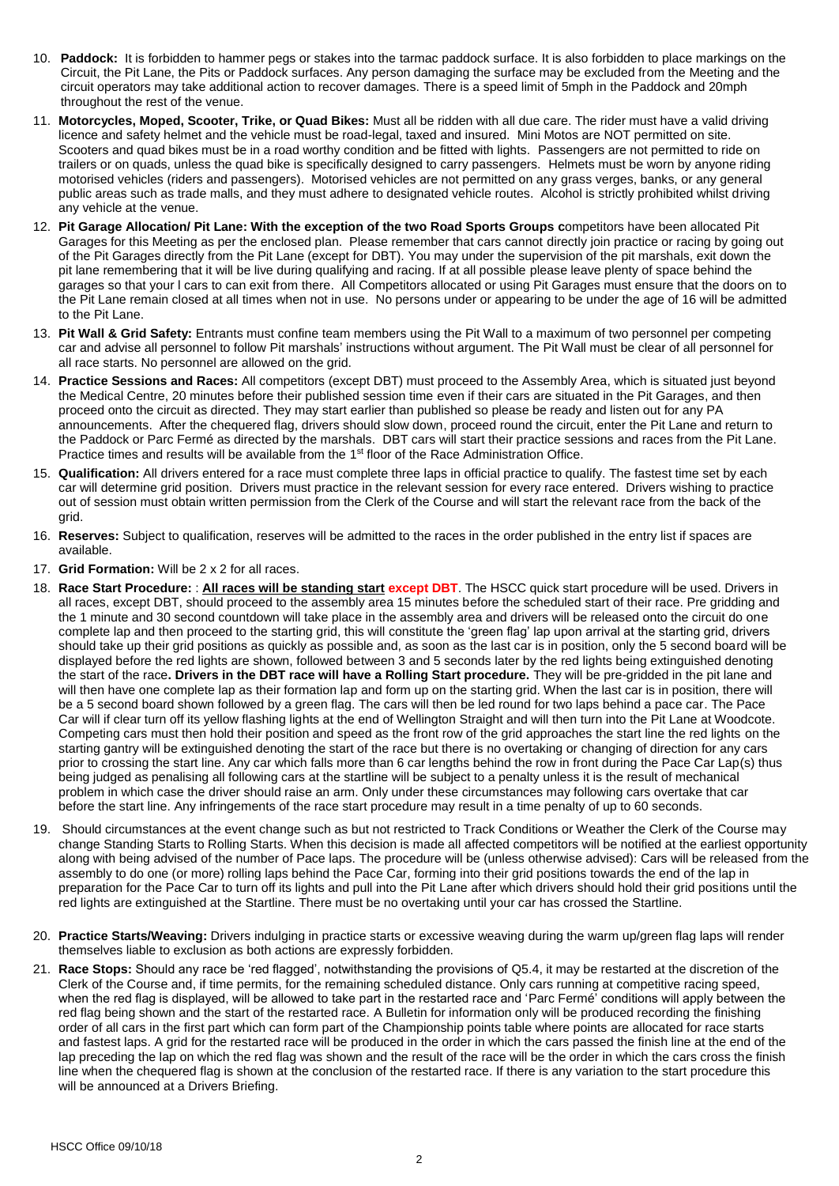10. **Paddock:** It is forbidden to hammer pegs or stakes into the tarmac paddock surface. It is also forbidden to place markings on the Circuit, the Pit Lane, the Pits or Paddock surfaces. Any person damaging the surface may be excluded from the Meeting and the circuit operators may take additional action to recover damages. There is a speed limit of 5mph in the Paddock and 20mph throughout the rest of the venue.
11. **Motorcycles, Moped, Scooter, Trike, or Quad Bikes:** Must all be ridden with all due care. The rider must have a valid driving licence and safety helmet and the vehicle must be road-legal, taxed and insured. Mini Motos are NOT permitted on site. Scooters and quad bikes must be in a road worthy condition and be fitted with lights. Passengers are not permitted to ride on trailers or on quads, unless the quad bike is specifically designed to carry passengers. Helmets must be worn by anyone riding motorised vehicles (riders and passengers). Motorised vehicles are not permitted on any grass verges, banks, or any general public areas such as trade malls, and they must adhere to designated vehicle routes. Alcohol is strictly prohibited whilst driving any vehicle at the venue.
12. **Pit Garage Allocation/ Pit Lane: With the exception of the two Road Sports Groups c**ompetitors have been allocated Pit Garages for this Meeting as per the enclosed plan. Please remember that cars cannot directly join practice or racing by going out of the Pit Garages directly from the Pit Lane (except for DBT). You may under the supervision of the pit marshals, exit down the pit lane remembering that it will be live during qualifying and racing. If at all possible please leave plenty of space behind the garages so that your l cars to can exit from there. All Competitors allocated or using Pit Garages must ensure that the doors on to the Pit Lane remain closed at all times when not in use. No persons under or appearing to be under the age of 16 will be admitted to the Pit Lane.
13. **Pit Wall & Grid Safety:** Entrants must confine team members using the Pit Wall to a maximum of two personnel per competing car and advise all personnel to follow Pit marshals' instructions without argument. The Pit Wall must be clear of all personnel for all race starts. No personnel are allowed on the grid.
14. **Practice Sessions and Races:** All competitors (except DBT) must proceed to the Assembly Area, which is situated just beyond the Medical Centre, 20 minutes before their published session time even if their cars are situated in the Pit Garages, and then proceed onto the circuit as directed. They may start earlier than published so please be ready and listen out for any PA announcements. After the chequered flag, drivers should slow down, proceed round the circuit, enter the Pit Lane and return to the Paddock or Parc Fermé as directed by the marshals. DBT cars will start their practice sessions and races from the Pit Lane. Practice times and results will be available from the 1st floor of the Race Administration Office.
15. **Qualification:** All drivers entered for a race must complete three laps in official practice to qualify. The fastest time set by each car will determine grid position. Drivers must practice in the relevant session for every race entered. Drivers wishing to practice out of session must obtain written permission from the Clerk of the Course and will start the relevant race from the back of the grid.
16. **Reserves:** Subject to qualification, reserves will be admitted to the races in the order published in the entry list if spaces are available.
17. **Grid Formation:** Will be 2 x 2 for all races.
18. **Race Start Procedure:** : **All races will be standing start except DBT**. The HSCC quick start procedure will be used. Drivers in all races, except DBT, should proceed to the assembly area 15 minutes before the scheduled start of their race. Pre gridding and the 1 minute and 30 second countdown will take place in the assembly area and drivers will be released onto the circuit do one complete lap and then proceed to the starting grid, this will constitute the 'green flag' lap upon arrival at the starting grid, drivers should take up their grid positions as quickly as possible and, as soon as the last car is in position, only the 5 second board will be displayed before the red lights are shown, followed between 3 and 5 seconds later by the red lights being extinguished denoting the start of the race**. Drivers in the DBT race will have a Rolling Start procedure.** They will be pre-gridded in the pit lane and will then have one complete lap as their formation lap and form up on the starting grid. When the last car is in position, there will be a 5 second board shown followed by a green flag. The cars will then be led round for two laps behind a pace car. The Pace Car will if clear turn off its yellow flashing lights at the end of Wellington Straight and will then turn into the Pit Lane at Woodcote. Competing cars must then hold their position and speed as the front row of the grid approaches the start line the red lights on the starting gantry will be extinguished denoting the start of the race but there is no overtaking or changing of direction for any cars prior to crossing the start line. Any car which falls more than 6 car lengths behind the row in front during the Pace Car Lap(s) thus being judged as penalising all following cars at the startline will be subject to a penalty unless it is the result of mechanical problem in which case the driver should raise an arm. Only under these circumstances may following cars overtake that car before the start line. Any infringements of the race start procedure may result in a time penalty of up to 60 seconds.
19. Should circumstances at the event change such as but not restricted to Track Conditions or Weather the Clerk of the Course may change Standing Starts to Rolling Starts. When this decision is made all affected competitors will be notified at the earliest opportunity along with being advised of the number of Pace laps. The procedure will be (unless otherwise advised): Cars will be released from the assembly to do one (or more) rolling laps behind the Pace Car, forming into their grid positions towards the end of the lap in preparation for the Pace Car to turn off its lights and pull into the Pit Lane after which drivers should hold their grid positions until the red lights are extinguished at the Startline. There must be no overtaking until your car has crossed the Startline.
20. **Practice Starts/Weaving:** Drivers indulging in practice starts or excessive weaving during the warm up/green flag laps will render themselves liable to exclusion as both actions are expressly forbidden.
21. **Race Stops:** Should any race be 'red flagged', notwithstanding the provisions of Q5.4, it may be restarted at the discretion of the Clerk of the Course and, if time permits, for the remaining scheduled distance. Only cars running at competitive racing speed, when the red flag is displayed, will be allowed to take part in the restarted race and 'Parc Fermé' conditions will apply between the red flag being shown and the start of the restarted race. A Bulletin for information only will be produced recording the finishing order of all cars in the first part which can form part of the Championship points table where points are allocated for race starts and fastest laps. A grid for the restarted race will be produced in the order in which the cars passed the finish line at the end of the lap preceding the lap on which the red flag was shown and the result of the race will be the order in which the cars cross the finish line when the chequered flag is shown at the conclusion of the restarted race. If there is any variation to the start procedure this will be announced at a Drivers Briefing.

HSCC Office 09/10/18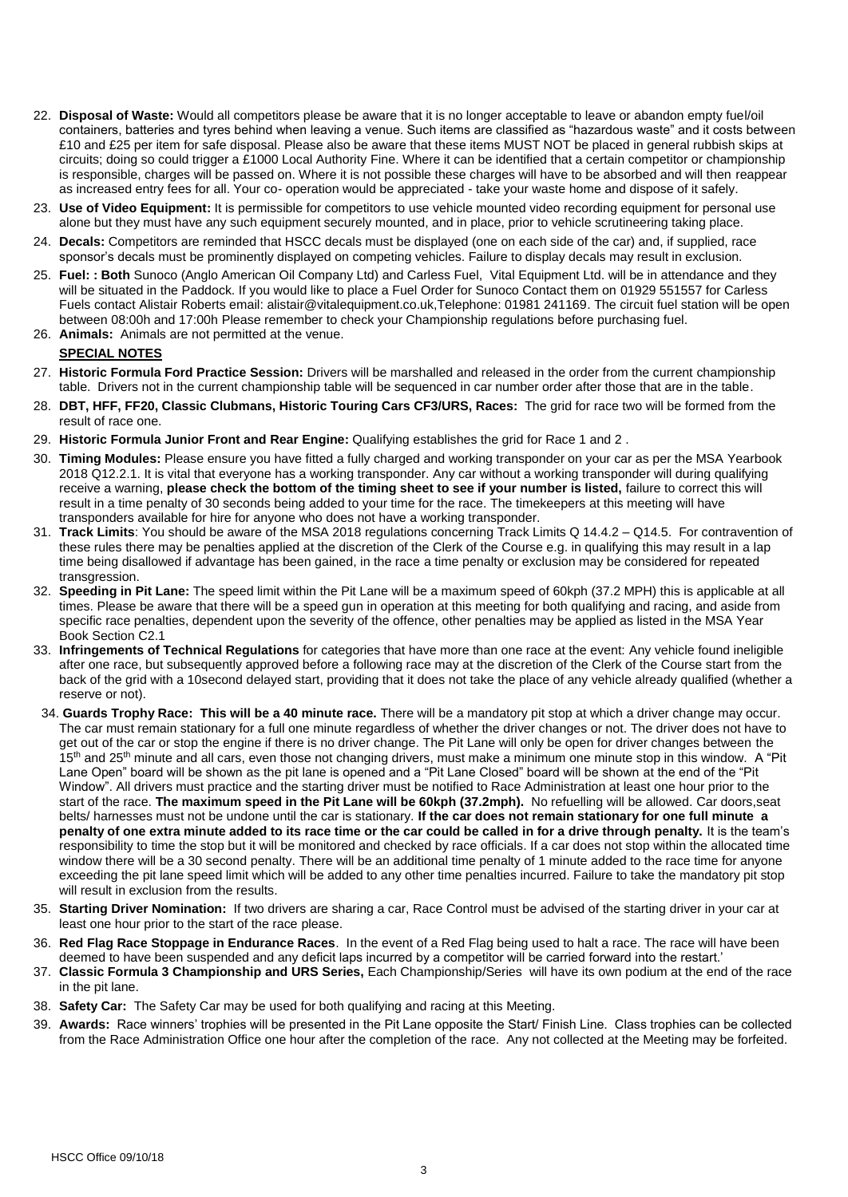22. **Disposal of Waste:** Would all competitors please be aware that it is no longer acceptable to leave or abandon empty fuel/oil containers, batteries and tyres behind when leaving a venue. Such items are classified as "hazardous waste" and it costs between £10 and £25 per item for safe disposal. Please also be aware that these items MUST NOT be placed in general rubbish skips at circuits; doing so could trigger a £1000 Local Authority Fine. Where it can be identified that a certain competitor or championship is responsible, charges will be passed on. Where it is not possible these charges will have to be absorbed and will then reappear as increased entry fees for all. Your co- operation would be appreciated - take your waste home and dispose of it safely.
23. **Use of Video Equipment:** It is permissible for competitors to use vehicle mounted video recording equipment for personal use alone but they must have any such equipment securely mounted, and in place, prior to vehicle scrutineering taking place.
24. **Decals:** Competitors are reminded that HSCC decals must be displayed (one on each side of the car) and, if supplied, race sponsor's decals must be prominently displayed on competing vehicles. Failure to display decals may result in exclusion.
25. **Fuel: : Both** Sunoco (Anglo American Oil Company Ltd) and Carless Fuel, Vital Equipment Ltd. will be in attendance and they will be situated in the Paddock. If you would like to place a Fuel Order for Sunoco Contact them on 01929 551557 for Carless Fuels contact Alistair Roberts email: alistair@vitalequipment.co.uk,Telephone: 01981 241169. The circuit fuel station will be open between 08:00h and 17:00h Please remember to check your Championship regulations before purchasing fuel.
26. **Animals:** Animals are not permitted at the venue.

**SPECIAL NOTES**

27. **Historic Formula Ford Practice Session:** Drivers will be marshalled and released in the order from the current championship table. Drivers not in the current championship table will be sequenced in car number order after those that are in the table.
28. **DBT, HFF, FF20, Classic Clubmans, Historic Touring Cars CF3/URS, Races:** The grid for race two will be formed from the result of race one.
29. **Historic Formula Junior Front and Rear Engine:** Qualifying establishes the grid for Race 1 and 2 .
30. **Timing Modules:** Please ensure you have fitted a fully charged and working transponder on your car as per the MSA Yearbook 2018 Q12.2.1. It is vital that everyone has a working transponder. Any car without a working transponder will during qualifying receive a warning, **please check the bottom of the timing sheet to see if your number is listed,** failure to correct this will result in a time penalty of 30 seconds being added to your time for the race. The timekeepers at this meeting will have transponders available for hire for anyone who does not have a working transponder.
31. **Track Limits**: You should be aware of the MSA 2018 regulations concerning Track Limits Q 14.4.2 – Q14.5. For contravention of these rules there may be penalties applied at the discretion of the Clerk of the Course e.g. in qualifying this may result in a lap time being disallowed if advantage has been gained, in the race a time penalty or exclusion may be considered for repeated transgression.
32. **Speeding in Pit Lane:** The speed limit within the Pit Lane will be a maximum speed of 60kph (37.2 MPH) this is applicable at all times. Please be aware that there will be a speed gun in operation at this meeting for both qualifying and racing, and aside from specific race penalties, dependent upon the severity of the offence, other penalties may be applied as listed in the MSA Year Book Section C2.1
33. **Infringements of Technical Regulations** for categories that have more than one race at the event: Any vehicle found ineligible after one race, but subsequently approved before a following race may at the discretion of the Clerk of the Course start from the back of the grid with a 10second delayed start, providing that it does not take the place of any vehicle already qualified (whether a reserve or not).
34. **Guards Trophy Race: This will be a 40 minute race.** There will be a mandatory pit stop at which a driver change may occur. The car must remain stationary for a full one minute regardless of whether the driver changes or not. The driver does not have to get out of the car or stop the engine if there is no driver change. The Pit Lane will only be open for driver changes between the 15th and 25th minute and all cars, even those not changing drivers, must make a minimum one minute stop in this window. A "Pit Lane Open" board will be shown as the pit lane is opened and a "Pit Lane Closed" board will be shown at the end of the "Pit Window". All drivers must practice and the starting driver must be notified to Race Administration at least one hour prior to the start of the race. **The maximum speed in the Pit Lane will be 60kph (37.2mph).** No refuelling will be allowed. Car doors,seat belts/ harnesses must not be undone until the car is stationary. **If the car does not remain stationary for one full minute a penalty of one extra minute added to its race time or the car could be called in for a drive through penalty.** It is the team's responsibility to time the stop but it will be monitored and checked by race officials. If a car does not stop within the allocated time window there will be a 30 second penalty. There will be an additional time penalty of 1 minute added to the race time for anyone exceeding the pit lane speed limit which will be added to any other time penalties incurred. Failure to take the mandatory pit stop will result in exclusion from the results.
35. **Starting Driver Nomination:** If two drivers are sharing a car, Race Control must be advised of the starting driver in your car at least one hour prior to the start of the race please.
36. **Red Flag Race Stoppage in Endurance Races**. In the event of a Red Flag being used to halt a race. The race will have been deemed to have been suspended and any deficit laps incurred by a competitor will be carried forward into the restart.'
37. **Classic Formula 3 Championship and URS Series,** Each Championship/Series will have its own podium at the end of the race in the pit lane.
38. **Safety Car:** The Safety Car may be used for both qualifying and racing at this Meeting.
39. **Awards:** Race winners' trophies will be presented in the Pit Lane opposite the Start/ Finish Line. Class trophies can be collected from the Race Administration Office one hour after the completion of the race. Any not collected at the Meeting may be forfeited.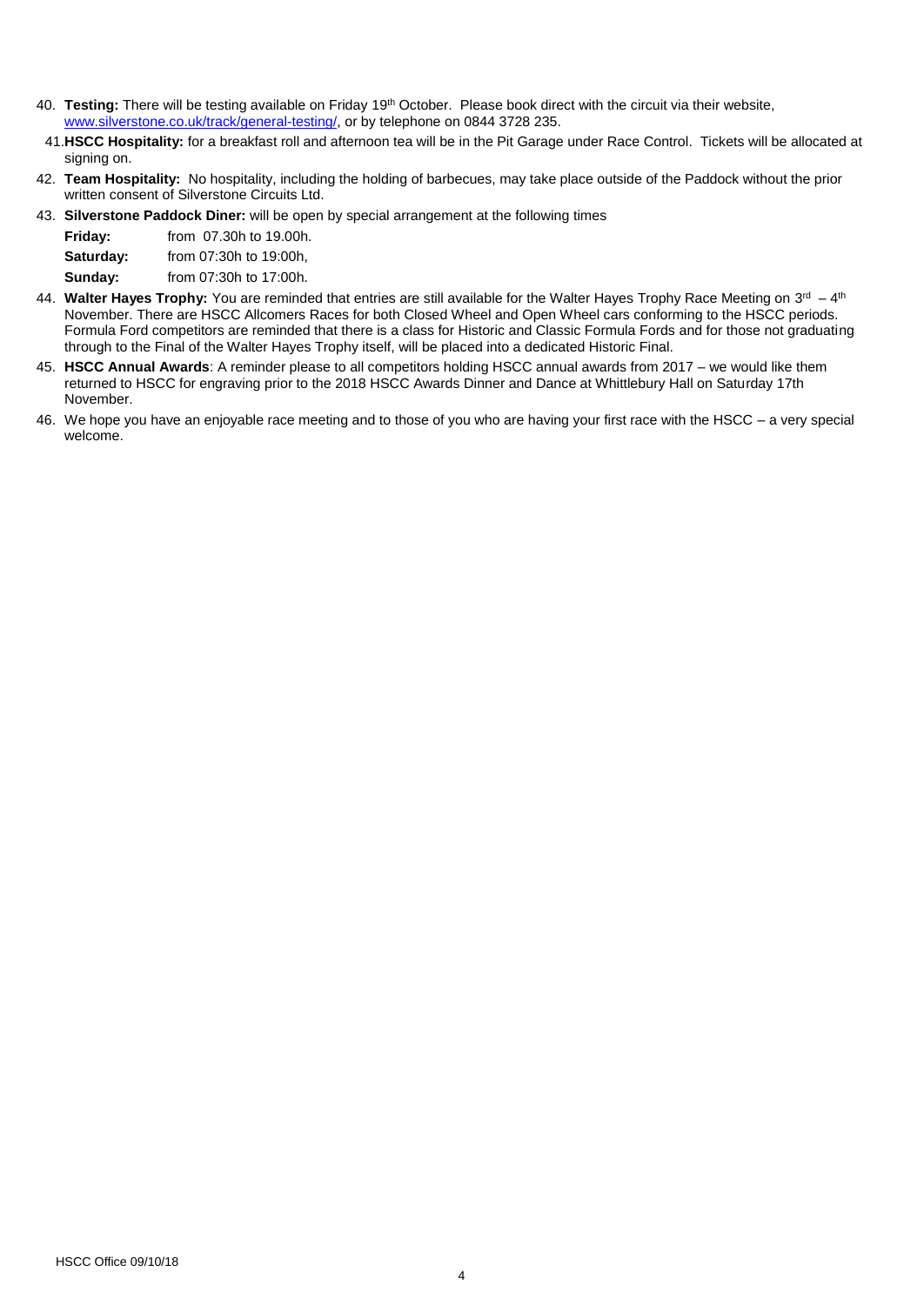40. **Testing:** There will be testing available on Friday 19th October. Please book direct with the circuit via their website, www.silverstone.co.uk/track/general-testing/, or by telephone on 0844 3728 235.
41. **HSCC Hospitality:** for a breakfast roll and afternoon tea will be in the Pit Garage under Race Control. Tickets will be allocated at signing on.
42. **Team Hospitality:** No hospitality, including the holding of barbecues, may take place outside of the Paddock without the prior written consent of Silverstone Circuits Ltd.
43. **Silverstone Paddock Diner:** will be open by special arrangement at the following times

    **Friday:** from 07.30h to 19.00h.

    **Saturday:** from 07:30h to 19:00h,

    **Sunday:** from 07:30h to 17:00h.
44. **Walter Hayes Trophy:** You are reminded that entries are still available for the Walter Hayes Trophy Race Meeting on 3rd – 4th November. There are HSCC Allcomers Races for both Closed Wheel and Open Wheel cars conforming to the HSCC periods. Formula Ford competitors are reminded that there is a class for Historic and Classic Formula Fords and for those not graduating through to the Final of the Walter Hayes Trophy itself, will be placed into a dedicated Historic Final.
45. **HSCC Annual Awards**: A reminder please to all competitors holding HSCC annual awards from 2017 – we would like them returned to HSCC for engraving prior to the 2018 HSCC Awards Dinner and Dance at Whittlebury Hall on Saturday 17th November.
46. We hope you have an enjoyable race meeting and to those of you who are having your first race with the HSCC – a very special welcome.

HSCC Office 09/10/18